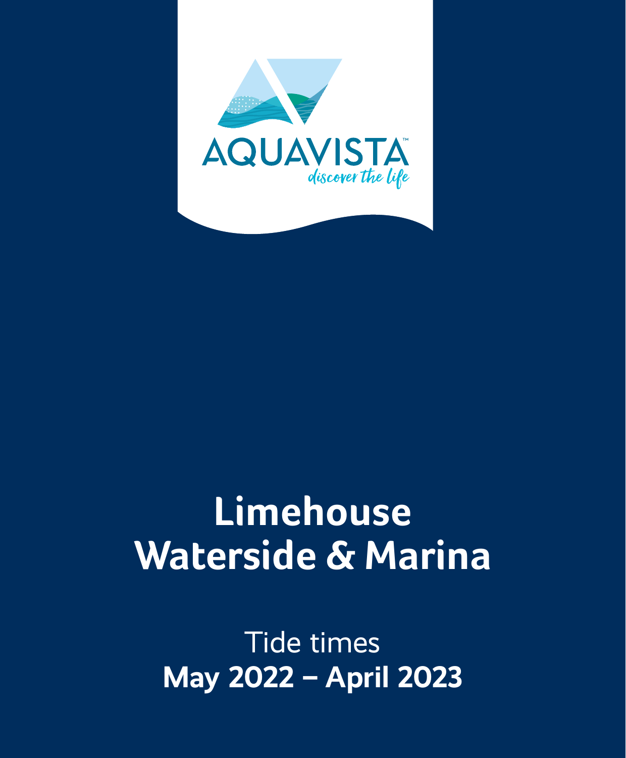AQUAVISTA™

*discover the life*

# Limehouse Waterside & Marina

Tide times

**May 2022 – April 2023**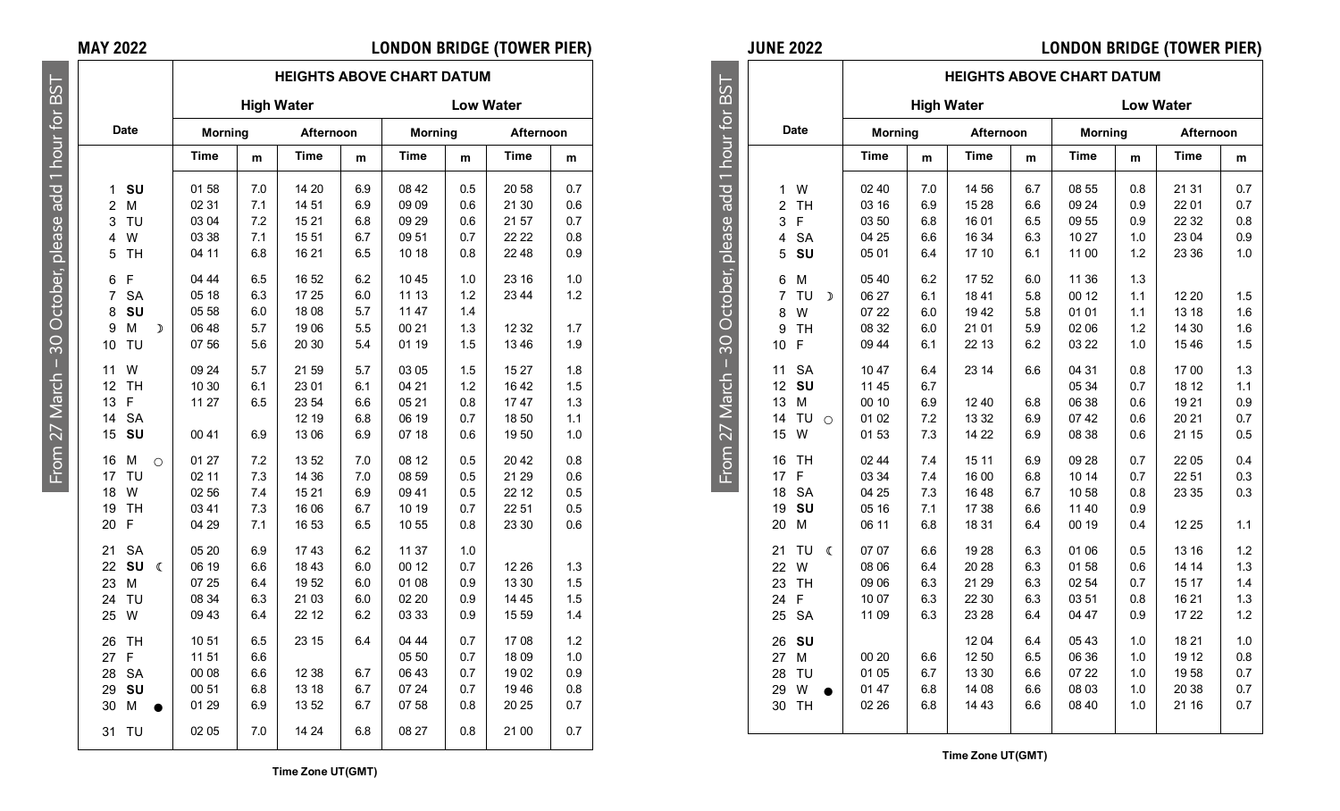## MAY 2022 — LONDON BRIDGE (TOWER PIER)

From 27 March – 30 October, please add 1 hour for BST

| Date | | HEIGHTS ABOVE CHART DATUM | | | | | | | |
|---|---|---|---|---|---|---|---|---|---|
| | | High Water | | | | Low Water | | | |
| | | Morning | | Afternoon | | Morning | | Afternoon | |
| | | Time | m | Time | m | Time | m | Time | m |
| 1 | **SU** | 01 58 | 7.0 | 14 20 | 6.9 | 08 42 | 0.5 | 20 58 | 0.7 |
| 2 | M | 02 31 | 7.1 | 14 51 | 6.9 | 09 09 | 0.6 | 21 30 | 0.6 |
| 3 | TU | 03 04 | 7.2 | 15 21 | 6.8 | 09 29 | 0.6 | 21 57 | 0.7 |
| 4 | W | 03 38 | 7.1 | 15 51 | 6.7 | 09 51 | 0.7 | 22 22 | 0.8 |
| 5 | TH | 04 11 | 6.8 | 16 21 | 6.5 | 10 18 | 0.8 | 22 48 | 0.9 |
| 6 | F | 04 44 | 6.5 | 16 52 | 6.2 | 10 45 | 1.0 | 23 16 | 1.0 |
| 7 | SA | 05 18 | 6.3 | 17 25 | 6.0 | 11 13 | 1.2 | 23 44 | 1.2 |
| 8 | **SU** | 05 58 | 6.0 | 18 08 | 5.7 | 11 47 | 1.4 | | |
| 9 | M ☽ | 06 48 | 5.7 | 19 06 | 5.5 | 00 21 | 1.3 | 12 32 | 1.7 |
| 10 | TU | 07 56 | 5.6 | 20 30 | 5.4 | 01 19 | 1.5 | 13 46 | 1.9 |
| 11 | W | 09 24 | 5.7 | 21 59 | 5.7 | 03 05 | 1.5 | 15 27 | 1.8 |
| 12 | TH | 10 30 | 6.1 | 23 01 | 6.1 | 04 21 | 1.2 | 16 42 | 1.5 |
| 13 | F | 11 27 | 6.5 | 23 54 | 6.6 | 05 21 | 0.8 | 17 47 | 1.3 |
| 14 | SA | | | 12 19 | 6.8 | 06 19 | 0.7 | 18 50 | 1.1 |
| 15 | **SU** | 00 41 | 6.9 | 13 06 | 6.9 | 07 18 | 0.6 | 19 50 | 1.0 |
| 16 | M ○ | 01 27 | 7.2 | 13 52 | 7.0 | 08 12 | 0.5 | 20 42 | 0.8 |
| 17 | TU | 02 11 | 7.3 | 14 36 | 7.0 | 08 59 | 0.5 | 21 29 | 0.6 |
| 18 | W | 02 56 | 7.4 | 15 21 | 6.9 | 09 41 | 0.5 | 22 12 | 0.5 |
| 19 | TH | 03 41 | 7.3 | 16 06 | 6.7 | 10 19 | 0.7 | 22 51 | 0.5 |
| 20 | F | 04 29 | 7.1 | 16 53 | 6.5 | 10 55 | 0.8 | 23 30 | 0.6 |
| 21 | SA | 05 20 | 6.9 | 17 43 | 6.2 | 11 37 | 1.0 | | |
| 22 | **SU** ☾ | 06 19 | 6.6 | 18 43 | 6.0 | 00 12 | 0.7 | 12 26 | 1.3 |
| 23 | M | 07 25 | 6.4 | 19 52 | 6.0 | 01 08 | 0.9 | 13 30 | 1.5 |
| 24 | TU | 08 34 | 6.3 | 21 03 | 6.0 | 02 20 | 0.9 | 14 45 | 1.5 |
| 25 | W | 09 43 | 6.4 | 22 12 | 6.2 | 03 33 | 0.9 | 15 59 | 1.4 |
| 26 | TH | 10 51 | 6.5 | 23 15 | 6.4 | 04 44 | 0.7 | 17 08 | 1.2 |
| 27 | F | 11 51 | 6.6 | | | 05 50 | 0.7 | 18 09 | 1.0 |
| 28 | SA | 00 08 | 6.6 | 12 38 | 6.7 | 06 43 | 0.7 | 19 02 | 0.9 |
| 29 | **SU** | 00 51 | 6.8 | 13 18 | 6.7 | 07 24 | 0.7 | 19 46 | 0.8 |
| 30 | M ● | 01 29 | 6.9 | 13 52 | 6.7 | 07 58 | 0.8 | 20 25 | 0.7 |
| 31 | TU | 02 05 | 7.0 | 14 24 | 6.8 | 08 27 | 0.8 | 21 00 | 0.7 |

Time Zone UT(GMT)

## JUNE 2022 — LONDON BRIDGE (TOWER PIER)

From 27 March – 30 October, please add 1 hour for BST

| Date | | HEIGHTS ABOVE CHART DATUM | | | | | | | |
|---|---|---|---|---|---|---|---|---|---|
| | | High Water | | | | Low Water | | | |
| | | Morning | | Afternoon | | Morning | | Afternoon | |
| | | Time | m | Time | m | Time | m | Time | m |
| 1 | W | 02 40 | 7.0 | 14 56 | 6.7 | 08 55 | 0.8 | 21 31 | 0.7 |
| 2 | TH | 03 16 | 6.9 | 15 28 | 6.6 | 09 24 | 0.9 | 22 01 | 0.7 |
| 3 | F | 03 50 | 6.8 | 16 01 | 6.5 | 09 55 | 0.9 | 22 32 | 0.8 |
| 4 | SA | 04 25 | 6.6 | 16 34 | 6.3 | 10 27 | 1.0 | 23 04 | 0.9 |
| 5 | **SU** | 05 01 | 6.4 | 17 10 | 6.1 | 11 00 | 1.2 | 23 36 | 1.0 |
| 6 | M | 05 40 | 6.2 | 17 52 | 6.0 | 11 36 | 1.3 | | |
| 7 | TU ☽ | 06 27 | 6.1 | 18 41 | 5.8 | 00 12 | 1.1 | 12 20 | 1.5 |
| 8 | W | 07 22 | 6.0 | 19 42 | 5.8 | 01 01 | 1.1 | 13 18 | 1.6 |
| 9 | TH | 08 32 | 6.0 | 21 01 | 5.9 | 02 06 | 1.2 | 14 30 | 1.6 |
| 10 | F | 09 44 | 6.1 | 22 13 | 6.2 | 03 22 | 1.0 | 15 46 | 1.5 |
| 11 | SA | 10 47 | 6.4 | 23 14 | 6.6 | 04 31 | 0.8 | 17 00 | 1.3 |
| 12 | **SU** | 11 45 | 6.7 | | | 05 34 | 0.7 | 18 12 | 1.1 |
| 13 | M | 00 10 | 6.9 | 12 40 | 6.8 | 06 38 | 0.6 | 19 21 | 0.9 |
| 14 | TU ○ | 01 02 | 7.2 | 13 32 | 6.9 | 07 42 | 0.6 | 20 21 | 0.7 |
| 15 | W | 01 53 | 7.3 | 14 22 | 6.9 | 08 38 | 0.6 | 21 15 | 0.5 |
| 16 | TH | 02 44 | 7.4 | 15 11 | 6.9 | 09 28 | 0.7 | 22 05 | 0.4 |
| 17 | F | 03 34 | 7.4 | 16 00 | 6.8 | 10 14 | 0.7 | 22 51 | 0.3 |
| 18 | SA | 04 25 | 7.3 | 16 48 | 6.7 | 10 58 | 0.8 | 23 35 | 0.3 |
| 19 | **SU** | 05 16 | 7.1 | 17 38 | 6.6 | 11 40 | 0.9 | | |
| 20 | M | 06 11 | 6.8 | 18 31 | 6.4 | 00 19 | 0.4 | 12 25 | 1.1 |
| 21 | TU ☾ | 07 07 | 6.6 | 19 28 | 6.3 | 01 06 | 0.5 | 13 16 | 1.2 |
| 22 | W | 08 06 | 6.4 | 20 28 | 6.3 | 01 58 | 0.6 | 14 14 | 1.3 |
| 23 | TH | 09 06 | 6.3 | 21 29 | 6.3 | 02 54 | 0.7 | 15 17 | 1.4 |
| 24 | F | 10 07 | 6.3 | 22 30 | 6.3 | 03 51 | 0.8 | 16 21 | 1.3 |
| 25 | SA | 11 09 | 6.3 | 23 28 | 6.4 | 04 47 | 0.9 | 17 22 | 1.2 |
| 26 | **SU** | | | 12 04 | 6.4 | 05 43 | 1.0 | 18 21 | 1.0 |
| 27 | M | 00 20 | 6.6 | 12 50 | 6.5 | 06 36 | 1.0 | 19 12 | 0.8 |
| 28 | TU | 01 05 | 6.7 | 13 30 | 6.6 | 07 22 | 1.0 | 19 58 | 0.7 |
| 29 | W ● | 01 47 | 6.8 | 14 08 | 6.6 | 08 03 | 1.0 | 20 38 | 0.7 |
| 30 | TH | 02 26 | 6.8 | 14 43 | 6.6 | 08 40 | 1.0 | 21 16 | 0.7 |

Time Zone UT(GMT)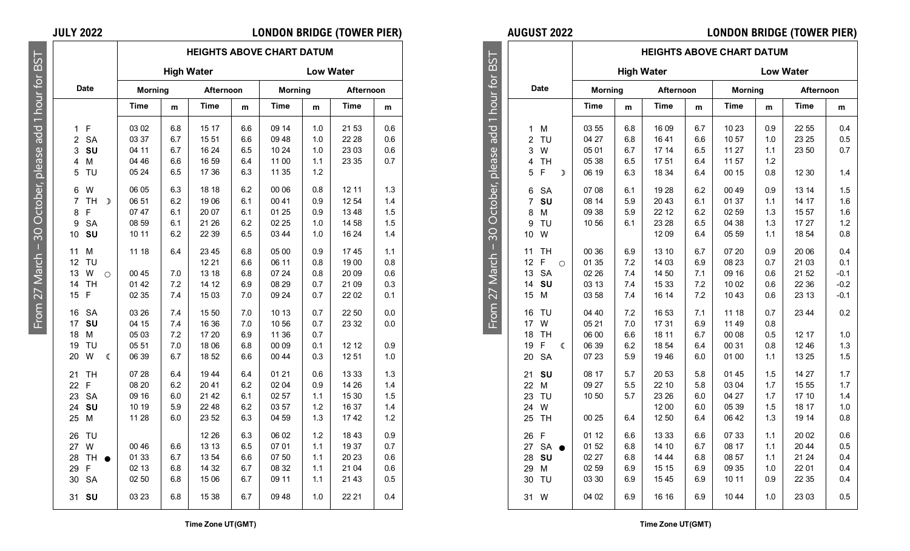## JULY 2022 — LONDON BRIDGE (TOWER PIER)

From 27 March – 30 October, please add 1 hour for BST

HEIGHTS ABOVE CHART DATUM

| Date | | High Water | | | | Low Water | | | |
|---|---|---|---|---|---|---|---|---|---|
| | | Morning | | Afternoon | | Morning | | Afternoon | |
| | | Time | m | Time | m | Time | m | Time | m |
| 1 | F | 03 02 | 6.8 | 15 17 | 6.6 | 09 14 | 1.0 | 21 53 | 0.6 |
| 2 | SA | 03 37 | 6.7 | 15 51 | 6.6 | 09 48 | 1.0 | 22 28 | 0.6 |
| 3 | **SU** | 04 11 | 6.7 | 16 24 | 6.5 | 10 24 | 1.0 | 23 03 | 0.6 |
| 4 | M | 04 46 | 6.6 | 16 59 | 6.4 | 11 00 | 1.1 | 23 35 | 0.7 |
| 5 | TU | 05 24 | 6.5 | 17 36 | 6.3 | 11 35 | 1.2 | | |
| 6 | W | 06 05 | 6.3 | 18 18 | 6.2 | 00 06 | 0.8 | 12 11 | 1.3 |
| 7 | TH ☽ | 06 51 | 6.2 | 19 06 | 6.1 | 00 41 | 0.9 | 12 54 | 1.4 |
| 8 | F | 07 47 | 6.1 | 20 07 | 6.1 | 01 25 | 0.9 | 13 48 | 1.5 |
| 9 | SA | 08 59 | 6.1 | 21 26 | 6.2 | 02 25 | 1.0 | 14 58 | 1.5 |
| 10 | **SU** | 10 11 | 6.2 | 22 39 | 6.5 | 03 44 | 1.0 | 16 24 | 1.4 |
| 11 | M | 11 18 | 6.4 | 23 45 | 6.8 | 05 00 | 0.9 | 17 45 | 1.1 |
| 12 | TU | | | 12 21 | 6.6 | 06 11 | 0.8 | 19 00 | 0.8 |
| 13 | W ○ | 00 45 | 7.0 | 13 18 | 6.8 | 07 24 | 0.8 | 20 09 | 0.6 |
| 14 | TH | 01 42 | 7.2 | 14 12 | 6.9 | 08 29 | 0.7 | 21 09 | 0.3 |
| 15 | F | 02 35 | 7.4 | 15 03 | 7.0 | 09 24 | 0.7 | 22 02 | 0.1 |
| 16 | SA | 03 26 | 7.4 | 15 50 | 7.0 | 10 13 | 0.7 | 22 50 | 0.0 |
| 17 | **SU** | 04 15 | 7.4 | 16 36 | 7.0 | 10 56 | 0.7 | 23 32 | 0.0 |
| 18 | M | 05 03 | 7.2 | 17 20 | 6.9 | 11 36 | 0.7 | | |
| 19 | TU | 05 51 | 7.0 | 18 06 | 6.8 | 00 09 | 0.1 | 12 12 | 0.9 |
| 20 | W ☾ | 06 39 | 6.7 | 18 52 | 6.6 | 00 44 | 0.3 | 12 51 | 1.0 |
| 21 | TH | 07 28 | 6.4 | 19 44 | 6.4 | 01 21 | 0.6 | 13 33 | 1.3 |
| 22 | F | 08 20 | 6.2 | 20 41 | 6.2 | 02 04 | 0.9 | 14 26 | 1.4 |
| 23 | SA | 09 16 | 6.0 | 21 42 | 6.1 | 02 57 | 1.1 | 15 30 | 1.5 |
| 24 | **SU** | 10 19 | 5.9 | 22 48 | 6.2 | 03 57 | 1.2 | 16 37 | 1.4 |
| 25 | M | 11 28 | 6.0 | 23 52 | 6.3 | 04 59 | 1.3 | 17 42 | 1.2 |
| 26 | TU | | | 12 26 | 6.3 | 06 02 | 1.2 | 18 43 | 0.9 |
| 27 | W | 00 46 | 6.6 | 13 13 | 6.5 | 07 01 | 1.1 | 19 37 | 0.7 |
| 28 | TH ● | 01 33 | 6.7 | 13 54 | 6.6 | 07 50 | 1.1 | 20 23 | 0.6 |
| 29 | F | 02 13 | 6.8 | 14 32 | 6.7 | 08 32 | 1.1 | 21 04 | 0.6 |
| 30 | SA | 02 50 | 6.8 | 15 06 | 6.7 | 09 11 | 1.1 | 21 43 | 0.5 |
| 31 | **SU** | 03 23 | 6.8 | 15 38 | 6.7 | 09 48 | 1.0 | 22 21 | 0.4 |

Time Zone UT(GMT)

## AUGUST 2022 — LONDON BRIDGE (TOWER PIER)

From 27 March – 30 October, please add 1 hour for BST

HEIGHTS ABOVE CHART DATUM

| Date | | High Water | | | | Low Water | | | |
|---|---|---|---|---|---|---|---|---|---|
| | | Morning | | Afternoon | | Morning | | Afternoon | |
| | | Time | m | Time | m | Time | m | Time | m |
| 1 | M | 03 55 | 6.8 | 16 09 | 6.7 | 10 23 | 0.9 | 22 55 | 0.4 |
| 2 | TU | 04 27 | 6.8 | 16 41 | 6.6 | 10 57 | 1.0 | 23 25 | 0.5 |
| 3 | W | 05 01 | 6.7 | 17 14 | 6.5 | 11 27 | 1.1 | 23 50 | 0.7 |
| 4 | TH | 05 38 | 6.5 | 17 51 | 6.4 | 11 57 | 1.2 | | |
| 5 | F ☽ | 06 19 | 6.3 | 18 34 | 6.4 | 00 15 | 0.8 | 12 30 | 1.4 |
| 6 | SA | 07 08 | 6.1 | 19 28 | 6.2 | 00 49 | 0.9 | 13 14 | 1.5 |
| 7 | **SU** | 08 14 | 5.9 | 20 43 | 6.1 | 01 37 | 1.1 | 14 17 | 1.6 |
| 8 | M | 09 38 | 5.9 | 22 12 | 6.2 | 02 59 | 1.3 | 15 57 | 1.6 |
| 9 | TU | 10 56 | 6.1 | 23 28 | 6.5 | 04 38 | 1.3 | 17 27 | 1.2 |
| 10 | W | | | 12 09 | 6.4 | 05 59 | 1.1 | 18 54 | 0.8 |
| 11 | TH | 00 36 | 6.9 | 13 10 | 6.7 | 07 20 | 0.9 | 20 06 | 0.4 |
| 12 | F ○ | 01 35 | 7.2 | 14 03 | 6.9 | 08 23 | 0.7 | 21 03 | 0.1 |
| 13 | SA | 02 26 | 7.4 | 14 50 | 7.1 | 09 16 | 0.6 | 21 52 | -0.1 |
| 14 | **SU** | 03 13 | 7.4 | 15 33 | 7.2 | 10 02 | 0.6 | 22 36 | -0.2 |
| 15 | M | 03 58 | 7.4 | 16 14 | 7.2 | 10 43 | 0.6 | 23 13 | -0.1 |
| 16 | TU | 04 40 | 7.2 | 16 53 | 7.1 | 11 18 | 0.7 | 23 44 | 0.2 |
| 17 | W | 05 21 | 7.0 | 17 31 | 6.9 | 11 49 | 0.8 | | |
| 18 | TH | 06 00 | 6.6 | 18 11 | 6.7 | 00 08 | 0.5 | 12 17 | 1.0 |
| 19 | F ☾ | 06 39 | 6.2 | 18 54 | 6.4 | 00 31 | 0.8 | 12 46 | 1.3 |
| 20 | SA | 07 23 | 5.9 | 19 46 | 6.0 | 01 00 | 1.1 | 13 25 | 1.5 |
| 21 | **SU** | 08 17 | 5.7 | 20 53 | 5.8 | 01 45 | 1.5 | 14 27 | 1.7 |
| 22 | M | 09 27 | 5.5 | 22 10 | 5.8 | 03 04 | 1.7 | 15 55 | 1.7 |
| 23 | TU | 10 50 | 5.7 | 23 26 | 6.0 | 04 27 | 1.7 | 17 10 | 1.4 |
| 24 | W | | | 12 00 | 6.0 | 05 39 | 1.5 | 18 17 | 1.0 |
| 25 | TH | 00 25 | 6.4 | 12 50 | 6.4 | 06 42 | 1.3 | 19 14 | 0.8 |
| 26 | F | 01 12 | 6.6 | 13 33 | 6.6 | 07 33 | 1.1 | 20 02 | 0.6 |
| 27 | SA ● | 01 52 | 6.8 | 14 10 | 6.7 | 08 17 | 1.1 | 20 44 | 0.5 |
| 28 | **SU** | 02 27 | 6.8 | 14 44 | 6.8 | 08 57 | 1.1 | 21 24 | 0.4 |
| 29 | M | 02 59 | 6.9 | 15 15 | 6.9 | 09 35 | 1.0 | 22 01 | 0.4 |
| 30 | TU | 03 30 | 6.9 | 15 45 | 6.9 | 10 11 | 0.9 | 22 35 | 0.4 |
| 31 | W | 04 02 | 6.9 | 16 16 | 6.9 | 10 44 | 1.0 | 23 03 | 0.5 |

Time Zone UT(GMT)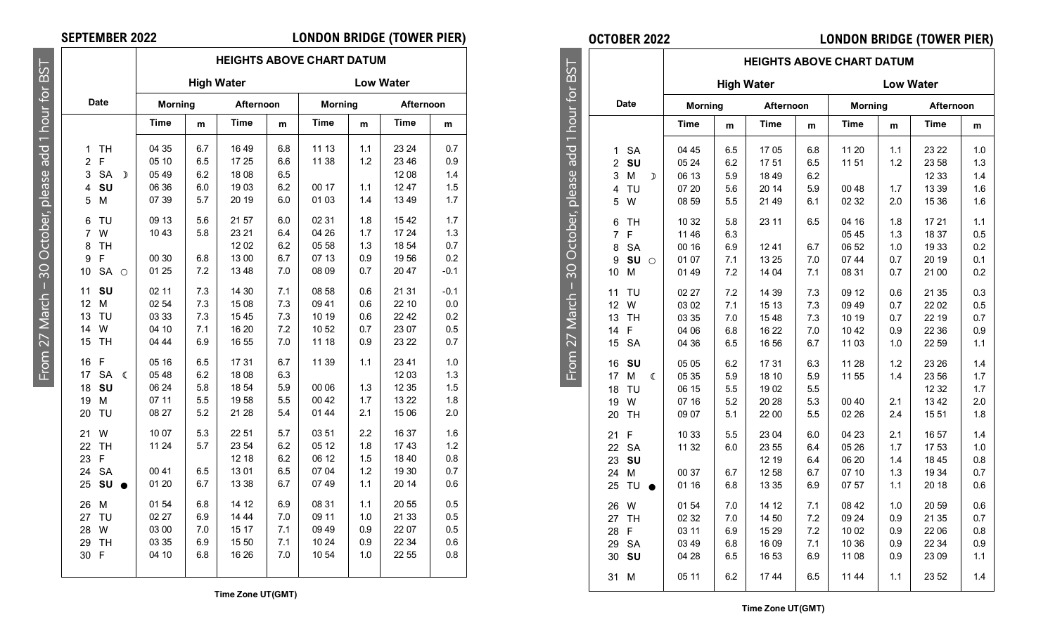## SEPTEMBER 2022 — LONDON BRIDGE (TOWER PIER)

From 27 March – 30 October, please add 1 hour for BST

| Date | | HEIGHTS ABOVE CHART DATUM | | | | | | | |
|---|---|---|---|---|---|---|---|---|---|
| | | High Water | | | | Low Water | | | |
| | | Morning | | Afternoon | | Morning | | Afternoon | |
| | | Time | m | Time | m | Time | m | Time | m |
| 1 | TH | 04 35 | 6.7 | 16 49 | 6.8 | 11 13 | 1.1 | 23 24 | 0.7 |
| 2 | F | 05 10 | 6.5 | 17 25 | 6.6 | 11 38 | 1.2 | 23 46 | 0.9 |
| 3 | SA ☽ | 05 49 | 6.2 | 18 08 | 6.5 | | | 12 08 | 1.4 |
| 4 | **SU** | 06 36 | 6.0 | 19 03 | 6.2 | 00 17 | 1.1 | 12 47 | 1.5 |
| 5 | M | 07 39 | 5.7 | 20 19 | 6.0 | 01 03 | 1.4 | 13 49 | 1.7 |
| 6 | TU | 09 13 | 5.6 | 21 57 | 6.0 | 02 31 | 1.8 | 15 42 | 1.7 |
| 7 | W | 10 43 | 5.8 | 23 21 | 6.4 | 04 26 | 1.7 | 17 24 | 1.3 |
| 8 | TH | | | 12 02 | 6.2 | 05 58 | 1.3 | 18 54 | 0.7 |
| 9 | F | 00 30 | 6.8 | 13 00 | 6.7 | 07 13 | 0.9 | 19 56 | 0.2 |
| 10 | SA ○ | 01 25 | 7.2 | 13 48 | 7.0 | 08 09 | 0.7 | 20 47 | -0.1 |
| 11 | **SU** | 02 11 | 7.3 | 14 30 | 7.1 | 08 58 | 0.6 | 21 31 | -0.1 |
| 12 | M | 02 54 | 7.3 | 15 08 | 7.3 | 09 41 | 0.6 | 22 10 | 0.0 |
| 13 | TU | 03 33 | 7.3 | 15 45 | 7.3 | 10 19 | 0.6 | 22 42 | 0.2 |
| 14 | W | 04 10 | 7.1 | 16 20 | 7.2 | 10 52 | 0.7 | 23 07 | 0.5 |
| 15 | TH | 04 44 | 6.9 | 16 55 | 7.0 | 11 18 | 0.9 | 23 22 | 0.7 |
| 16 | F | 05 16 | 6.5 | 17 31 | 6.7 | 11 39 | 1.1 | 23 41 | 1.0 |
| 17 | SA ☾ | 05 48 | 6.2 | 18 08 | 6.3 | | | 12 03 | 1.3 |
| 18 | **SU** | 06 24 | 5.8 | 18 54 | 5.9 | 00 06 | 1.3 | 12 35 | 1.5 |
| 19 | M | 07 11 | 5.5 | 19 58 | 5.5 | 00 42 | 1.7 | 13 22 | 1.8 |
| 20 | TU | 08 27 | 5.2 | 21 28 | 5.4 | 01 44 | 2.1 | 15 06 | 2.0 |
| 21 | W | 10 07 | 5.3 | 22 51 | 5.7 | 03 51 | 2.2 | 16 37 | 1.6 |
| 22 | TH | 11 24 | 5.7 | 23 54 | 6.2 | 05 12 | 1.8 | 17 43 | 1.2 |
| 23 | F | | | 12 18 | 6.2 | 06 12 | 1.5 | 18 40 | 0.8 |
| 24 | SA | 00 41 | 6.5 | 13 01 | 6.5 | 07 04 | 1.2 | 19 30 | 0.7 |
| 25 | **SU** ● | 01 20 | 6.7 | 13 38 | 6.7 | 07 49 | 1.1 | 20 14 | 0.6 |
| 26 | M | 01 54 | 6.8 | 14 12 | 6.9 | 08 31 | 1.1 | 20 55 | 0.5 |
| 27 | TU | 02 27 | 6.9 | 14 44 | 7.0 | 09 11 | 1.0 | 21 33 | 0.5 |
| 28 | W | 03 00 | 7.0 | 15 17 | 7.1 | 09 49 | 0.9 | 22 07 | 0.5 |
| 29 | TH | 03 35 | 6.9 | 15 50 | 7.1 | 10 24 | 0.9 | 22 34 | 0.6 |
| 30 | F | 04 10 | 6.8 | 16 26 | 7.0 | 10 54 | 1.0 | 22 55 | 0.8 |

Time Zone UT(GMT)

## OCTOBER 2022 — LONDON BRIDGE (TOWER PIER)

From 27 March – 30 October, please add 1 hour for BST

| Date | | HEIGHTS ABOVE CHART DATUM | | | | | | | |
|---|---|---|---|---|---|---|---|---|---|
| | | High Water | | | | Low Water | | | |
| | | Morning | | Afternoon | | Morning | | Afternoon | |
| | | Time | m | Time | m | Time | m | Time | m |
| 1 | SA | 04 45 | 6.5 | 17 05 | 6.8 | 11 20 | 1.1 | 23 22 | 1.0 |
| 2 | **SU** | 05 24 | 6.2 | 17 51 | 6.5 | 11 51 | 1.2 | 23 58 | 1.3 |
| 3 | M ☽ | 06 13 | 5.9 | 18 49 | 6.2 | | | 12 33 | 1.4 |
| 4 | TU | 07 20 | 5.6 | 20 14 | 5.9 | 00 48 | 1.7 | 13 39 | 1.6 |
| 5 | W | 08 59 | 5.5 | 21 49 | 6.1 | 02 32 | 2.0 | 15 36 | 1.6 |
| 6 | TH | 10 32 | 5.8 | 23 11 | 6.5 | 04 16 | 1.8 | 17 21 | 1.1 |
| 7 | F | 11 46 | 6.3 | | | 05 45 | 1.3 | 18 37 | 0.5 |
| 8 | SA | 00 16 | 6.9 | 12 41 | 6.7 | 06 52 | 1.0 | 19 33 | 0.2 |
| 9 | **SU** ○ | 01 07 | 7.1 | 13 25 | 7.0 | 07 44 | 0.7 | 20 19 | 0.1 |
| 10 | M | 01 49 | 7.2 | 14 04 | 7.1 | 08 31 | 0.7 | 21 00 | 0.2 |
| 11 | TU | 02 27 | 7.2 | 14 39 | 7.3 | 09 12 | 0.6 | 21 35 | 0.3 |
| 12 | W | 03 02 | 7.1 | 15 13 | 7.3 | 09 49 | 0.7 | 22 02 | 0.5 |
| 13 | TH | 03 35 | 7.0 | 15 48 | 7.3 | 10 19 | 0.7 | 22 19 | 0.7 |
| 14 | F | 04 06 | 6.8 | 16 22 | 7.0 | 10 42 | 0.9 | 22 36 | 0.9 |
| 15 | SA | 04 36 | 6.5 | 16 56 | 6.7 | 11 03 | 1.0 | 22 59 | 1.1 |
| 16 | **SU** | 05 05 | 6.2 | 17 31 | 6.3 | 11 28 | 1.2 | 23 26 | 1.4 |
| 17 | M ☾ | 05 35 | 5.9 | 18 10 | 5.9 | 11 55 | 1.4 | 23 56 | 1.7 |
| 18 | TU | 06 15 | 5.5 | 19 02 | 5.5 | | | 12 32 | 1.7 |
| 19 | W | 07 16 | 5.2 | 20 28 | 5.3 | 00 40 | 2.1 | 13 42 | 2.0 |
| 20 | TH | 09 07 | 5.1 | 22 00 | 5.5 | 02 26 | 2.4 | 15 51 | 1.8 |
| 21 | F | 10 33 | 5.5 | 23 04 | 6.0 | 04 23 | 2.1 | 16 57 | 1.4 |
| 22 | SA | 11 32 | 6.0 | 23 55 | 6.4 | 05 26 | 1.7 | 17 53 | 1.0 |
| 23 | **SU** | | | 12 19 | 6.4 | 06 20 | 1.4 | 18 45 | 0.8 |
| 24 | M | 00 37 | 6.7 | 12 58 | 6.7 | 07 10 | 1.3 | 19 34 | 0.7 |
| 25 | TU ● | 01 16 | 6.8 | 13 35 | 6.9 | 07 57 | 1.1 | 20 18 | 0.6 |
| 26 | W | 01 54 | 7.0 | 14 12 | 7.1 | 08 42 | 1.0 | 20 59 | 0.6 |
| 27 | TH | 02 32 | 7.0 | 14 50 | 7.2 | 09 24 | 0.9 | 21 35 | 0.7 |
| 28 | F | 03 11 | 6.9 | 15 29 | 7.2 | 10 02 | 0.9 | 22 06 | 0.8 |
| 29 | SA | 03 49 | 6.8 | 16 09 | 7.1 | 10 36 | 0.9 | 22 34 | 0.9 |
| 30 | **SU** | 04 28 | 6.5 | 16 53 | 6.9 | 11 08 | 0.9 | 23 09 | 1.1 |
| 31 | M | 05 11 | 6.2 | 17 44 | 6.5 | 11 44 | 1.1 | 23 52 | 1.4 |

Time Zone UT(GMT)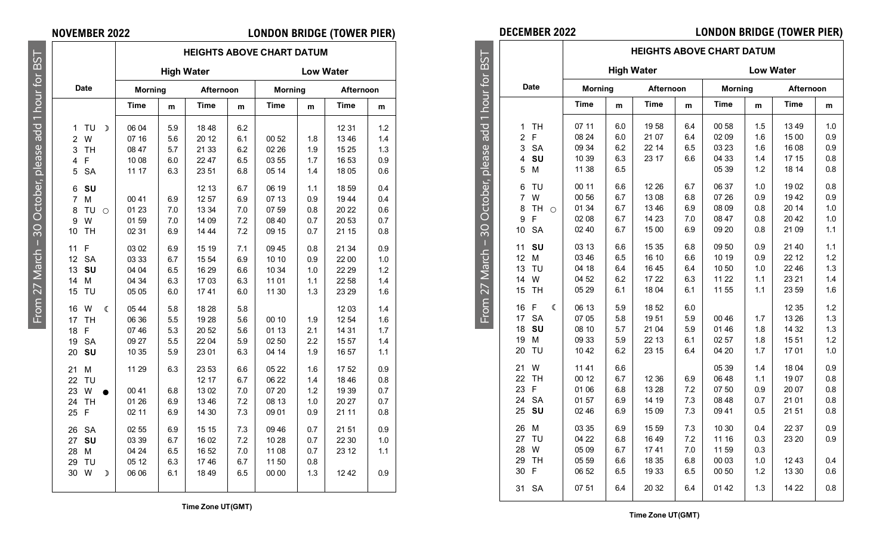## NOVEMBER 2022 — LONDON BRIDGE (TOWER PIER)

From 27 March – 30 October, please add 1 hour for BST

HEIGHTS ABOVE CHART DATUM

| Date | | High Water | | | | Low Water | | | |
|---|---|---|---|---|---|---|---|---|---|
| | | Morning | | Afternoon | | Morning | | Afternoon | |
| | | Time | m | Time | m | Time | m | Time | m |
| 1 | TU ☽ | 06 04 | 5.9 | 18 48 | 6.2 | | | 12 31 | 1.2 |
| 2 | W | 07 16 | 5.6 | 20 12 | 6.1 | 00 52 | 1.8 | 13 46 | 1.4 |
| 3 | TH | 08 47 | 5.7 | 21 33 | 6.2 | 02 26 | 1.9 | 15 25 | 1.3 |
| 4 | F | 10 08 | 6.0 | 22 47 | 6.5 | 03 55 | 1.7 | 16 53 | 0.9 |
| 5 | SA | 11 17 | 6.3 | 23 51 | 6.8 | 05 14 | 1.4 | 18 05 | 0.6 |
| 6 | **SU** | | | 12 13 | 6.7 | 06 19 | 1.1 | 18 59 | 0.4 |
| 7 | M | 00 41 | 6.9 | 12 57 | 6.9 | 07 13 | 0.9 | 19 44 | 0.4 |
| 8 | TU ○ | 01 23 | 7.0 | 13 34 | 7.0 | 07 59 | 0.8 | 20 22 | 0.6 |
| 9 | W | 01 59 | 7.0 | 14 09 | 7.2 | 08 40 | 0.7 | 20 53 | 0.7 |
| 10 | TH | 02 31 | 6.9 | 14 44 | 7.2 | 09 15 | 0.7 | 21 15 | 0.8 |
| 11 | F | 03 02 | 6.9 | 15 19 | 7.1 | 09 45 | 0.8 | 21 34 | 0.9 |
| 12 | SA | 03 33 | 6.7 | 15 54 | 6.9 | 10 10 | 0.9 | 22 00 | 1.0 |
| 13 | **SU** | 04 04 | 6.5 | 16 29 | 6.6 | 10 34 | 1.0 | 22 29 | 1.2 |
| 14 | M | 04 34 | 6.3 | 17 03 | 6.3 | 11 01 | 1.1 | 22 58 | 1.4 |
| 15 | TU | 05 05 | 6.0 | 17 41 | 6.0 | 11 30 | 1.3 | 23 29 | 1.6 |
| 16 | W ☾ | 05 44 | 5.8 | 18 28 | 5.8 | | | 12 03 | 1.4 |
| 17 | TH | 06 36 | 5.5 | 19 28 | 5.6 | 00 10 | 1.9 | 12 54 | 1.6 |
| 18 | F | 07 46 | 5.3 | 20 52 | 5.6 | 01 13 | 2.1 | 14 31 | 1.7 |
| 19 | SA | 09 27 | 5.5 | 22 04 | 5.9 | 02 50 | 2.2 | 15 57 | 1.4 |
| 20 | **SU** | 10 35 | 5.9 | 23 01 | 6.3 | 04 14 | 1.9 | 16 57 | 1.1 |
| 21 | M | 11 29 | 6.3 | 23 53 | 6.6 | 05 22 | 1.6 | 17 52 | 0.9 |
| 22 | TU | | | 12 17 | 6.7 | 06 22 | 1.4 | 18 46 | 0.8 |
| 23 | W ● | 00 41 | 6.8 | 13 02 | 7.0 | 07 20 | 1.2 | 19 39 | 0.7 |
| 24 | TH | 01 26 | 6.9 | 13 46 | 7.2 | 08 13 | 1.0 | 20 27 | 0.7 |
| 25 | F | 02 11 | 6.9 | 14 30 | 7.3 | 09 01 | 0.9 | 21 11 | 0.8 |
| 26 | SA | 02 55 | 6.9 | 15 15 | 7.3 | 09 46 | 0.7 | 21 51 | 0.9 |
| 27 | **SU** | 03 39 | 6.7 | 16 02 | 7.2 | 10 28 | 0.7 | 22 30 | 1.0 |
| 28 | M | 04 24 | 6.5 | 16 52 | 7.0 | 11 08 | 0.7 | 23 12 | 1.1 |
| 29 | TU | 05 12 | 6.3 | 17 46 | 6.7 | 11 50 | 0.8 | | |
| 30 | W ☽ | 06 06 | 6.1 | 18 49 | 6.5 | 00 00 | 1.3 | 12 42 | 0.9 |

Time Zone UT(GMT)

## DECEMBER 2022 — LONDON BRIDGE (TOWER PIER)

From 27 March – 30 October, please add 1 hour for BST

HEIGHTS ABOVE CHART DATUM

| Date | | High Water | | | | Low Water | | | |
|---|---|---|---|---|---|---|---|---|---|
| | | Morning | | Afternoon | | Morning | | Afternoon | |
| | | Time | m | Time | m | Time | m | Time | m |
| 1 | TH | 07 11 | 6.0 | 19 58 | 6.4 | 00 58 | 1.5 | 13 49 | 1.0 |
| 2 | F | 08 24 | 6.0 | 21 07 | 6.4 | 02 09 | 1.6 | 15 00 | 0.9 |
| 3 | SA | 09 34 | 6.2 | 22 14 | 6.5 | 03 23 | 1.6 | 16 08 | 0.9 |
| 4 | **SU** | 10 39 | 6.3 | 23 17 | 6.6 | 04 33 | 1.4 | 17 15 | 0.8 |
| 5 | M | 11 38 | 6.5 | | | 05 39 | 1.2 | 18 14 | 0.8 |
| 6 | TU | 00 11 | 6.6 | 12 26 | 6.7 | 06 37 | 1.0 | 19 02 | 0.8 |
| 7 | W | 00 56 | 6.7 | 13 08 | 6.8 | 07 26 | 0.9 | 19 42 | 0.9 |
| 8 | TH ○ | 01 34 | 6.7 | 13 46 | 6.9 | 08 09 | 0.8 | 20 14 | 1.0 |
| 9 | F | 02 08 | 6.7 | 14 23 | 7.0 | 08 47 | 0.8 | 20 42 | 1.0 |
| 10 | SA | 02 40 | 6.7 | 15 00 | 6.9 | 09 20 | 0.8 | 21 09 | 1.1 |
| 11 | **SU** | 03 13 | 6.6 | 15 35 | 6.8 | 09 50 | 0.9 | 21 40 | 1.1 |
| 12 | M | 03 46 | 6.5 | 16 10 | 6.6 | 10 19 | 0.9 | 22 12 | 1.2 |
| 13 | TU | 04 18 | 6.4 | 16 45 | 6.4 | 10 50 | 1.0 | 22 46 | 1.3 |
| 14 | W | 04 52 | 6.2 | 17 22 | 6.3 | 11 22 | 1.1 | 23 21 | 1.4 |
| 15 | TH | 05 29 | 6.1 | 18 04 | 6.1 | 11 55 | 1.1 | 23 59 | 1.6 |
| 16 | F ☾ | 06 13 | 5.9 | 18 52 | 6.0 | | | 12 35 | 1.2 |
| 17 | SA | 07 05 | 5.8 | 19 51 | 5.9 | 00 46 | 1.7 | 13 26 | 1.3 |
| 18 | **SU** | 08 10 | 5.7 | 21 04 | 5.9 | 01 46 | 1.8 | 14 32 | 1.3 |
| 19 | M | 09 33 | 5.9 | 22 13 | 6.1 | 02 57 | 1.8 | 15 51 | 1.2 |
| 20 | TU | 10 42 | 6.2 | 23 15 | 6.4 | 04 20 | 1.7 | 17 01 | 1.0 |
| 21 | W | 11 41 | 6.6 | | | 05 39 | 1.4 | 18 04 | 0.9 |
| 22 | TH | 00 12 | 6.7 | 12 36 | 6.9 | 06 48 | 1.1 | 19 07 | 0.8 |
| 23 | F | 01 06 | 6.8 | 13 28 | 7.2 | 07 50 | 0.9 | 20 07 | 0.8 |
| 24 | SA | 01 57 | 6.9 | 14 19 | 7.3 | 08 48 | 0.7 | 21 01 | 0.8 |
| 25 | **SU** | 02 46 | 6.9 | 15 09 | 7.3 | 09 41 | 0.5 | 21 51 | 0.8 |
| 26 | M | 03 35 | 6.9 | 15 59 | 7.3 | 10 30 | 0.4 | 22 37 | 0.9 |
| 27 | TU | 04 22 | 6.8 | 16 49 | 7.2 | 11 16 | 0.3 | 23 20 | 0.9 |
| 28 | W | 05 09 | 6.7 | 17 41 | 7.0 | 11 59 | 0.3 | | |
| 29 | TH | 05 59 | 6.6 | 18 35 | 6.8 | 00 03 | 1.0 | 12 43 | 0.4 |
| 30 | F | 06 52 | 6.5 | 19 33 | 6.5 | 00 50 | 1.2 | 13 30 | 0.6 |
| 31 | SA | 07 51 | 6.4 | 20 32 | 6.4 | 01 42 | 1.3 | 14 22 | 0.8 |

Time Zone UT(GMT)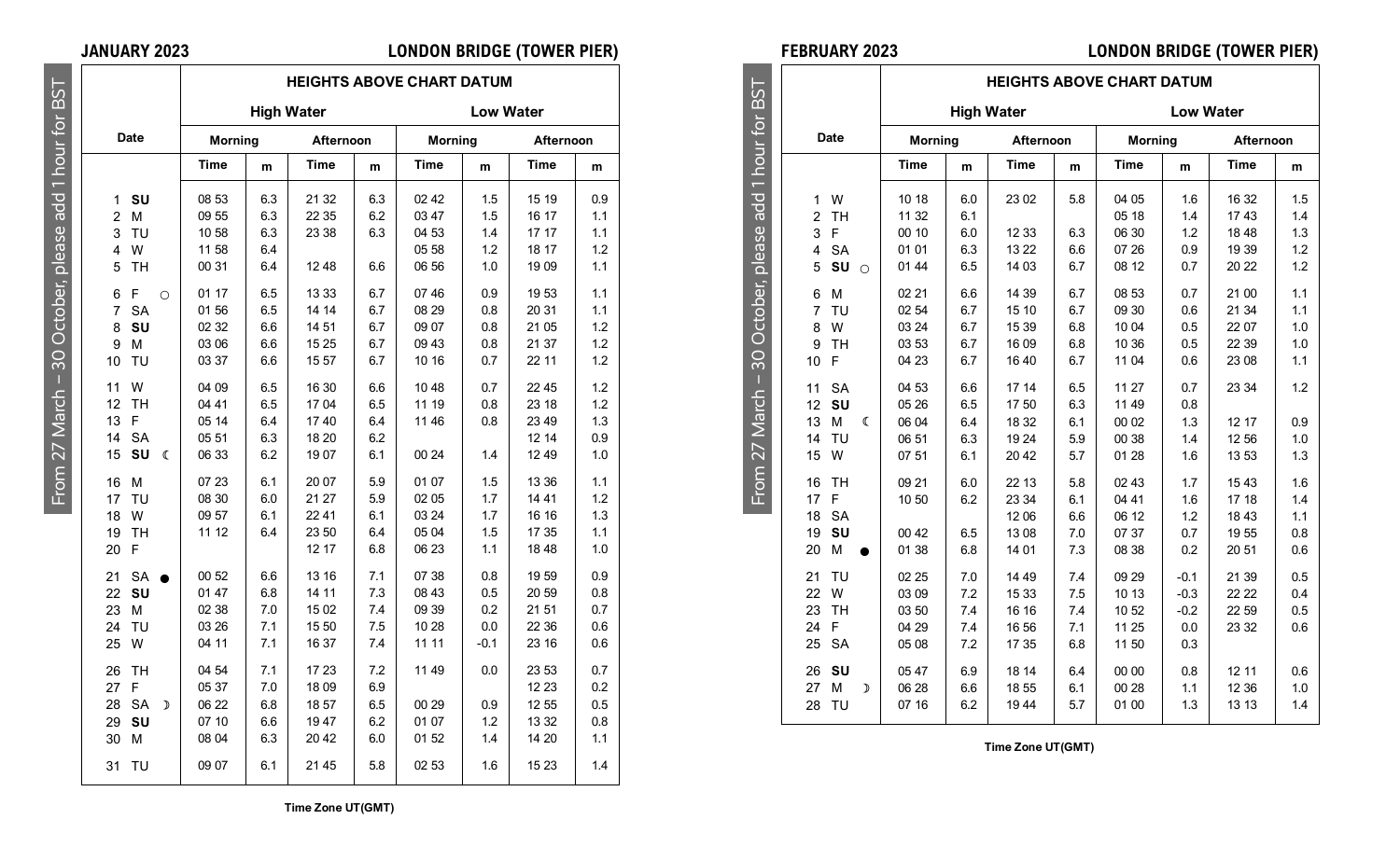## JANUARY 2023 — LONDON BRIDGE (TOWER PIER)

From 27 March – 30 October, please add 1 hour for BST

| Date | | HEIGHTS ABOVE CHART DATUM | | | | | | | |
|---|---|---|---|---|---|---|---|---|---|
| | | High Water | | | | Low Water | | | |
| | | Morning | | Afternoon | | Morning | | Afternoon | |
| | | Time | m | Time | m | Time | m | Time | m |
| 1 | **SU** | 08 53 | 6.3 | 21 32 | 6.3 | 02 42 | 1.5 | 15 19 | 0.9 |
| 2 | M | 09 55 | 6.3 | 22 35 | 6.2 | 03 47 | 1.5 | 16 17 | 1.1 |
| 3 | TU | 10 58 | 6.3 | 23 38 | 6.3 | 04 53 | 1.4 | 17 17 | 1.1 |
| 4 | W | 11 58 | 6.4 | | | 05 58 | 1.2 | 18 17 | 1.2 |
| 5 | TH | 00 31 | 6.4 | 12 48 | 6.6 | 06 56 | 1.0 | 19 09 | 1.1 |
| 6 | F ○ | 01 17 | 6.5 | 13 33 | 6.7 | 07 46 | 0.9 | 19 53 | 1.1 |
| 7 | SA | 01 56 | 6.5 | 14 14 | 6.7 | 08 29 | 0.8 | 20 31 | 1.1 |
| 8 | **SU** | 02 32 | 6.6 | 14 51 | 6.7 | 09 07 | 0.8 | 21 05 | 1.2 |
| 9 | M | 03 06 | 6.6 | 15 25 | 6.7 | 09 43 | 0.8 | 21 37 | 1.2 |
| 10 | TU | 03 37 | 6.6 | 15 57 | 6.7 | 10 16 | 0.7 | 22 11 | 1.2 |
| 11 | W | 04 09 | 6.5 | 16 30 | 6.6 | 10 48 | 0.7 | 22 45 | 1.2 |
| 12 | TH | 04 41 | 6.5 | 17 04 | 6.5 | 11 19 | 0.8 | 23 18 | 1.2 |
| 13 | F | 05 14 | 6.4 | 17 40 | 6.4 | 11 46 | 0.8 | 23 49 | 1.3 |
| 14 | SA | 05 51 | 6.3 | 18 20 | 6.2 | | | 12 14 | 0.9 |
| 15 | **SU** ☾ | 06 33 | 6.2 | 19 07 | 6.1 | 00 24 | 1.4 | 12 49 | 1.0 |
| 16 | M | 07 23 | 6.1 | 20 07 | 5.9 | 01 07 | 1.5 | 13 36 | 1.1 |
| 17 | TU | 08 30 | 6.0 | 21 27 | 5.9 | 02 05 | 1.7 | 14 41 | 1.2 |
| 18 | W | 09 57 | 6.1 | 22 41 | 6.1 | 03 24 | 1.7 | 16 16 | 1.3 |
| 19 | TH | 11 12 | 6.4 | 23 50 | 6.4 | 05 04 | 1.5 | 17 35 | 1.1 |
| 20 | F | | | 12 17 | 6.8 | 06 23 | 1.1 | 18 48 | 1.0 |
| 21 | SA ● | 00 52 | 6.6 | 13 16 | 7.1 | 07 38 | 0.8 | 19 59 | 0.9 |
| 22 | **SU** | 01 47 | 6.8 | 14 11 | 7.3 | 08 43 | 0.5 | 20 59 | 0.8 |
| 23 | M | 02 38 | 7.0 | 15 02 | 7.4 | 09 39 | 0.2 | 21 51 | 0.7 |
| 24 | TU | 03 26 | 7.1 | 15 50 | 7.5 | 10 28 | 0.0 | 22 36 | 0.6 |
| 25 | W | 04 11 | 7.1 | 16 37 | 7.4 | 11 11 | -0.1 | 23 16 | 0.6 |
| 26 | TH | 04 54 | 7.1 | 17 23 | 7.2 | 11 49 | 0.0 | 23 53 | 0.7 |
| 27 | F | 05 37 | 7.0 | 18 09 | 6.9 | | | 12 23 | 0.2 |
| 28 | SA ☽ | 06 22 | 6.8 | 18 57 | 6.5 | 00 29 | 0.9 | 12 55 | 0.5 |
| 29 | **SU** | 07 10 | 6.6 | 19 47 | 6.2 | 01 07 | 1.2 | 13 32 | 0.8 |
| 30 | M | 08 04 | 6.3 | 20 42 | 6.0 | 01 52 | 1.4 | 14 20 | 1.1 |
| 31 | TU | 09 07 | 6.1 | 21 45 | 5.8 | 02 53 | 1.6 | 15 23 | 1.4 |

Time Zone UT(GMT)

## FEBRUARY 2023 — LONDON BRIDGE (TOWER PIER)

From 27 March – 30 October, please add 1 hour for BST

| Date | | HEIGHTS ABOVE CHART DATUM | | | | | | | |
|---|---|---|---|---|---|---|---|---|---|
| | | High Water | | | | Low Water | | | |
| | | Morning | | Afternoon | | Morning | | Afternoon | |
| | | Time | m | Time | m | Time | m | Time | m |
| 1 | W | 10 18 | 6.0 | 23 02 | 5.8 | 04 05 | 1.6 | 16 32 | 1.5 |
| 2 | TH | 11 32 | 6.1 | | | 05 18 | 1.4 | 17 43 | 1.4 |
| 3 | F | 00 10 | 6.0 | 12 33 | 6.3 | 06 30 | 1.2 | 18 48 | 1.3 |
| 4 | SA | 01 01 | 6.3 | 13 22 | 6.6 | 07 26 | 0.9 | 19 39 | 1.2 |
| 5 | **SU** ○ | 01 44 | 6.5 | 14 03 | 6.7 | 08 12 | 0.7 | 20 22 | 1.2 |
| 6 | M | 02 21 | 6.6 | 14 39 | 6.7 | 08 53 | 0.7 | 21 00 | 1.1 |
| 7 | TU | 02 54 | 6.7 | 15 10 | 6.7 | 09 30 | 0.6 | 21 34 | 1.1 |
| 8 | W | 03 24 | 6.7 | 15 39 | 6.8 | 10 04 | 0.5 | 22 07 | 1.0 |
| 9 | TH | 03 53 | 6.7 | 16 09 | 6.8 | 10 36 | 0.5 | 22 39 | 1.0 |
| 10 | F | 04 23 | 6.7 | 16 40 | 6.7 | 11 04 | 0.6 | 23 08 | 1.1 |
| 11 | SA | 04 53 | 6.6 | 17 14 | 6.5 | 11 27 | 0.7 | 23 34 | 1.2 |
| 12 | **SU** | 05 26 | 6.5 | 17 50 | 6.3 | 11 49 | 0.8 | | |
| 13 | M ☾ | 06 04 | 6.4 | 18 32 | 6.1 | 00 02 | 1.3 | 12 17 | 0.9 |
| 14 | TU | 06 51 | 6.3 | 19 24 | 5.9 | 00 38 | 1.4 | 12 56 | 1.0 |
| 15 | W | 07 51 | 6.1 | 20 42 | 5.7 | 01 28 | 1.6 | 13 53 | 1.3 |
| 16 | TH | 09 21 | 6.0 | 22 13 | 5.8 | 02 43 | 1.7 | 15 43 | 1.6 |
| 17 | F | 10 50 | 6.2 | 23 34 | 6.1 | 04 41 | 1.6 | 17 18 | 1.4 |
| 18 | SA | | | 12 06 | 6.6 | 06 12 | 1.2 | 18 43 | 1.1 |
| 19 | **SU** | 00 42 | 6.5 | 13 08 | 7.0 | 07 37 | 0.7 | 19 55 | 0.8 |
| 20 | M ● | 01 38 | 6.8 | 14 01 | 7.3 | 08 38 | 0.2 | 20 51 | 0.6 |
| 21 | TU | 02 25 | 7.0 | 14 49 | 7.4 | 09 29 | -0.1 | 21 39 | 0.5 |
| 22 | W | 03 09 | 7.2 | 15 33 | 7.5 | 10 13 | -0.3 | 22 22 | 0.4 |
| 23 | TH | 03 50 | 7.4 | 16 16 | 7.4 | 10 52 | -0.2 | 22 59 | 0.5 |
| 24 | F | 04 29 | 7.4 | 16 56 | 7.1 | 11 25 | 0.0 | 23 32 | 0.6 |
| 25 | SA | 05 08 | 7.2 | 17 35 | 6.8 | 11 50 | 0.3 | | |
| 26 | **SU** | 05 47 | 6.9 | 18 14 | 6.4 | 00 00 | 0.8 | 12 11 | 0.6 |
| 27 | M ☽ | 06 28 | 6.6 | 18 55 | 6.1 | 00 28 | 1.1 | 12 36 | 1.0 |
| 28 | TU | 07 16 | 6.2 | 19 44 | 5.7 | 01 00 | 1.3 | 13 13 | 1.4 |

Time Zone UT(GMT)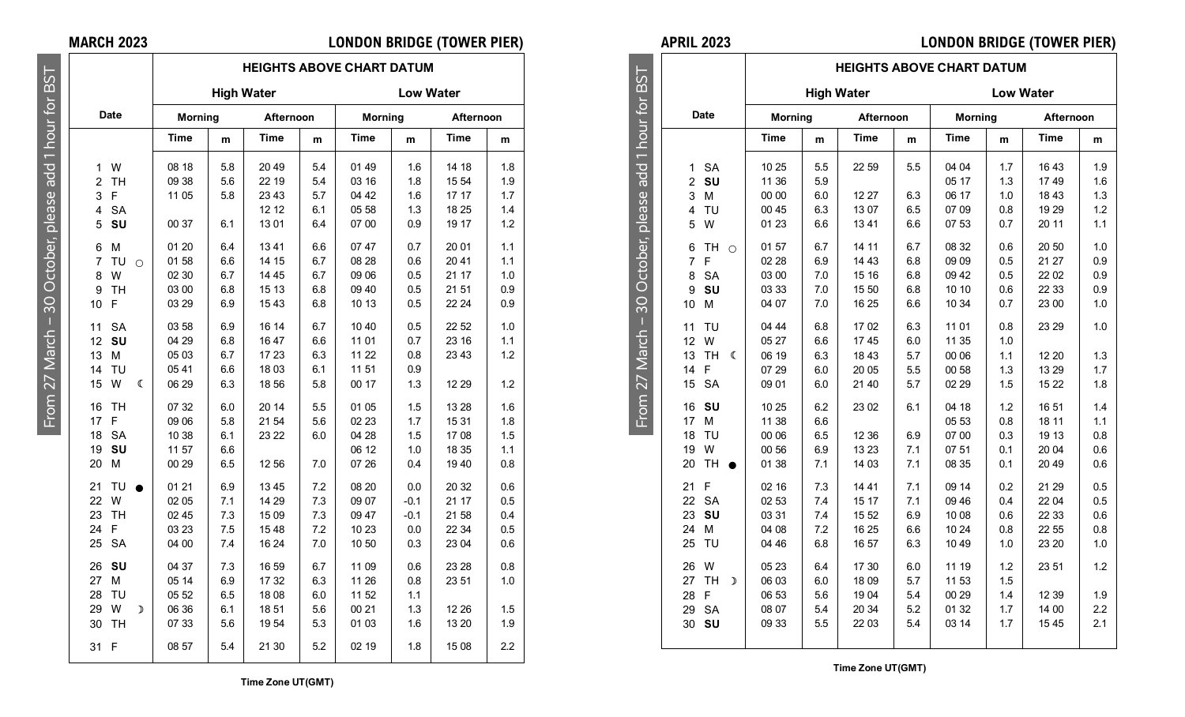## MARCH 2023 — LONDON BRIDGE (TOWER PIER)

From 27 March – 30 October, please add 1 hour for BST

| Date | | HEIGHTS ABOVE CHART DATUM | | | | | | | |
|---|---|---|---|---|---|---|---|---|---|
| | | High Water | | | | Low Water | | | |
| | | Morning | | Afternoon | | Morning | | Afternoon | |
| | | Time | m | Time | m | Time | m | Time | m |
| 1 | W | 08 18 | 5.8 | 20 49 | 5.4 | 01 49 | 1.6 | 14 18 | 1.8 |
| 2 | TH | 09 38 | 5.6 | 22 19 | 5.4 | 03 16 | 1.8 | 15 54 | 1.9 |
| 3 | F | 11 05 | 5.8 | 23 43 | 5.7 | 04 42 | 1.6 | 17 17 | 1.7 |
| 4 | SA | | | 12 12 | 6.1 | 05 58 | 1.3 | 18 25 | 1.4 |
| 5 | **SU** | 00 37 | 6.1 | 13 01 | 6.4 | 07 00 | 0.9 | 19 17 | 1.2 |
| 6 | M | 01 20 | 6.4 | 13 41 | 6.6 | 07 47 | 0.7 | 20 01 | 1.1 |
| 7 | TU ○ | 01 58 | 6.6 | 14 15 | 6.7 | 08 28 | 0.6 | 20 41 | 1.1 |
| 8 | W | 02 30 | 6.7 | 14 45 | 6.7 | 09 06 | 0.5 | 21 17 | 1.0 |
| 9 | TH | 03 00 | 6.8 | 15 13 | 6.8 | 09 40 | 0.5 | 21 51 | 0.9 |
| 10 | F | 03 29 | 6.9 | 15 43 | 6.8 | 10 13 | 0.5 | 22 24 | 0.9 |
| 11 | SA | 03 58 | 6.9 | 16 14 | 6.7 | 10 40 | 0.5 | 22 52 | 1.0 |
| 12 | **SU** | 04 29 | 6.8 | 16 47 | 6.6 | 11 01 | 0.7 | 23 16 | 1.1 |
| 13 | M | 05 03 | 6.7 | 17 23 | 6.3 | 11 22 | 0.8 | 23 43 | 1.2 |
| 14 | TU | 05 41 | 6.6 | 18 03 | 6.1 | 11 51 | 0.9 | | |
| 15 | W ☾ | 06 29 | 6.3 | 18 56 | 5.8 | 00 17 | 1.3 | 12 29 | 1.2 |
| 16 | TH | 07 32 | 6.0 | 20 14 | 5.5 | 01 05 | 1.5 | 13 28 | 1.6 |
| 17 | F | 09 06 | 5.8 | 21 54 | 5.6 | 02 23 | 1.7 | 15 31 | 1.8 |
| 18 | SA | 10 38 | 6.1 | 23 22 | 6.0 | 04 28 | 1.5 | 17 08 | 1.5 |
| 19 | **SU** | 11 57 | 6.6 | | | 06 12 | 1.0 | 18 35 | 1.1 |
| 20 | M | 00 29 | 6.5 | 12 56 | 7.0 | 07 26 | 0.4 | 19 40 | 0.8 |
| 21 | TU ● | 01 21 | 6.9 | 13 45 | 7.2 | 08 20 | 0.0 | 20 32 | 0.6 |
| 22 | W | 02 05 | 7.1 | 14 29 | 7.3 | 09 07 | -0.1 | 21 17 | 0.5 |
| 23 | TH | 02 45 | 7.3 | 15 09 | 7.3 | 09 47 | -0.1 | 21 58 | 0.4 |
| 24 | F | 03 23 | 7.5 | 15 48 | 7.2 | 10 23 | 0.0 | 22 34 | 0.5 |
| 25 | SA | 04 00 | 7.4 | 16 24 | 7.0 | 10 50 | 0.3 | 23 04 | 0.6 |
| 26 | **SU** | 04 37 | 7.3 | 16 59 | 6.7 | 11 09 | 0.6 | 23 28 | 0.8 |
| 27 | M | 05 14 | 6.9 | 17 32 | 6.3 | 11 26 | 0.8 | 23 51 | 1.0 |
| 28 | TU | 05 52 | 6.5 | 18 08 | 6.0 | 11 52 | 1.1 | | |
| 29 | W ☽ | 06 36 | 6.1 | 18 51 | 5.6 | 00 21 | 1.3 | 12 26 | 1.5 |
| 30 | TH | 07 33 | 5.6 | 19 54 | 5.3 | 01 03 | 1.6 | 13 20 | 1.9 |
| 31 | F | 08 57 | 5.4 | 21 30 | 5.2 | 02 19 | 1.8 | 15 08 | 2.2 |

Time Zone UT(GMT)

## APRIL 2023 — LONDON BRIDGE (TOWER PIER)

From 27 March – 30 October, please add 1 hour for BST

| Date | | HEIGHTS ABOVE CHART DATUM | | | | | | | |
|---|---|---|---|---|---|---|---|---|---|
| | | High Water | | | | Low Water | | | |
| | | Morning | | Afternoon | | Morning | | Afternoon | |
| | | Time | m | Time | m | Time | m | Time | m |
| 1 | SA | 10 25 | 5.5 | 22 59 | 5.5 | 04 04 | 1.7 | 16 43 | 1.9 |
| 2 | **SU** | 11 36 | 5.9 | | | 05 17 | 1.3 | 17 49 | 1.6 |
| 3 | M | 00 00 | 6.0 | 12 27 | 6.3 | 06 17 | 1.0 | 18 43 | 1.3 |
| 4 | TU | 00 45 | 6.3 | 13 07 | 6.5 | 07 09 | 0.8 | 19 29 | 1.2 |
| 5 | W | 01 23 | 6.6 | 13 41 | 6.6 | 07 53 | 0.7 | 20 11 | 1.1 |
| 6 | TH ○ | 01 57 | 6.7 | 14 11 | 6.7 | 08 32 | 0.6 | 20 50 | 1.0 |
| 7 | F | 02 28 | 6.9 | 14 43 | 6.8 | 09 09 | 0.5 | 21 27 | 0.9 |
| 8 | SA | 03 00 | 7.0 | 15 16 | 6.8 | 09 42 | 0.5 | 22 02 | 0.9 |
| 9 | **SU** | 03 33 | 7.0 | 15 50 | 6.8 | 10 10 | 0.6 | 22 33 | 0.9 |
| 10 | M | 04 07 | 7.0 | 16 25 | 6.6 | 10 34 | 0.7 | 23 00 | 1.0 |
| 11 | TU | 04 44 | 6.8 | 17 02 | 6.3 | 11 01 | 0.8 | 23 29 | 1.0 |
| 12 | W | 05 27 | 6.6 | 17 45 | 6.0 | 11 35 | 1.0 | | |
| 13 | TH ☾ | 06 19 | 6.3 | 18 43 | 5.7 | 00 06 | 1.1 | 12 20 | 1.3 |
| 14 | F | 07 29 | 6.0 | 20 05 | 5.5 | 00 58 | 1.3 | 13 29 | 1.7 |
| 15 | SA | 09 01 | 6.0 | 21 40 | 5.7 | 02 29 | 1.5 | 15 22 | 1.8 |
| 16 | **SU** | 10 25 | 6.2 | 23 02 | 6.1 | 04 18 | 1.2 | 16 51 | 1.4 |
| 17 | M | 11 38 | 6.6 | | | 05 53 | 0.8 | 18 11 | 1.1 |
| 18 | TU | 00 06 | 6.5 | 12 36 | 6.9 | 07 00 | 0.3 | 19 13 | 0.8 |
| 19 | W | 00 56 | 6.9 | 13 23 | 7.1 | 07 51 | 0.1 | 20 04 | 0.6 |
| 20 | TH ● | 01 38 | 7.1 | 14 03 | 7.1 | 08 35 | 0.1 | 20 49 | 0.6 |
| 21 | F | 02 16 | 7.3 | 14 41 | 7.1 | 09 14 | 0.2 | 21 29 | 0.5 |
| 22 | SA | 02 53 | 7.4 | 15 17 | 7.1 | 09 46 | 0.4 | 22 04 | 0.5 |
| 23 | **SU** | 03 31 | 7.4 | 15 52 | 6.9 | 10 08 | 0.6 | 22 33 | 0.6 |
| 24 | M | 04 08 | 7.2 | 16 25 | 6.6 | 10 24 | 0.8 | 22 55 | 0.8 |
| 25 | TU | 04 46 | 6.8 | 16 57 | 6.3 | 10 49 | 1.0 | 23 20 | 1.0 |
| 26 | W | 05 23 | 6.4 | 17 30 | 6.0 | 11 19 | 1.2 | 23 51 | 1.2 |
| 27 | TH ☽ | 06 03 | 6.0 | 18 09 | 5.7 | 11 53 | 1.5 | | |
| 28 | F | 06 53 | 5.6 | 19 04 | 5.4 | 00 29 | 1.4 | 12 39 | 1.9 |
| 29 | SA | 08 07 | 5.4 | 20 34 | 5.2 | 01 32 | 1.7 | 14 00 | 2.2 |
| 30 | **SU** | 09 33 | 5.5 | 22 03 | 5.4 | 03 14 | 1.7 | 15 45 | 2.1 |

Time Zone UT(GMT)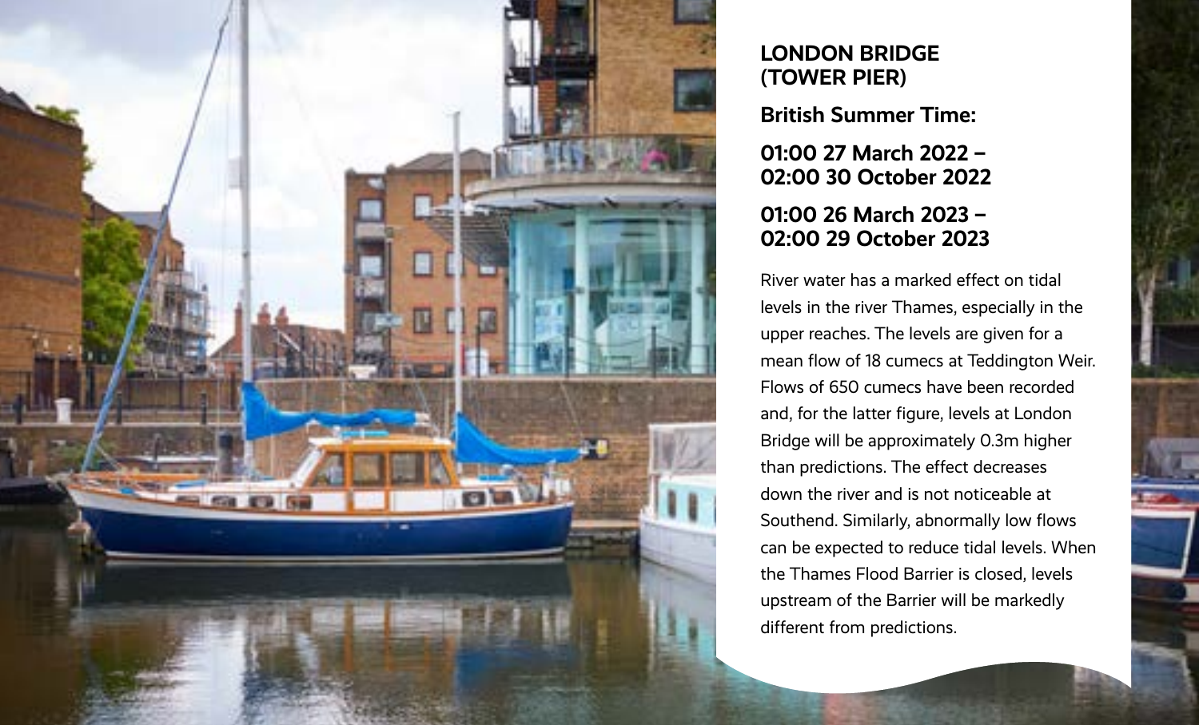## LONDON BRIDGE (TOWER PIER)

**British Summer Time:**

**01:00 27 March 2022 – 02:00 30 October 2022**

**01:00 26 March 2023 – 02:00 29 October 2023**

River water has a marked effect on tidal levels in the river Thames, especially in the upper reaches. The levels are given for a mean flow of 18 cumecs at Teddington Weir. Flows of 650 cumecs have been recorded and, for the latter figure, levels at London Bridge will be approximately 0.3m higher than predictions. The effect decreases down the river and is not noticeable at Southend. Similarly, abnormally low flows can be expected to reduce tidal levels. When the Thames Flood Barrier is closed, levels upstream of the Barrier will be markedly different from predictions.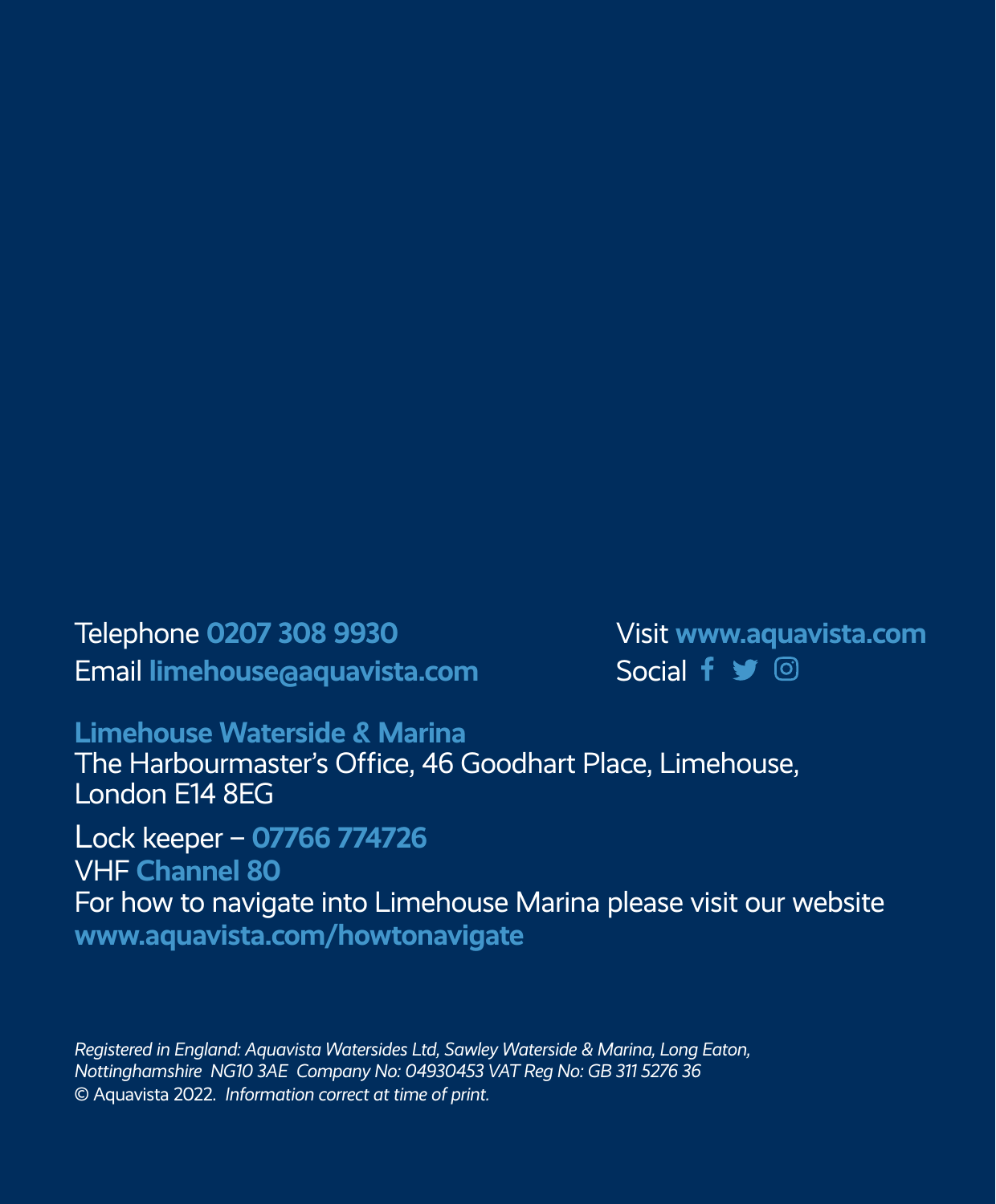Telephone **0207 308 9930**
Email **limehouse@aquavista.com**

Visit **www.aquavista.com**
Social

**Limehouse Waterside & Marina**
The Harbourmaster's Office, 46 Goodhart Place, Limehouse,
London E14 8EG

Lock keeper – **07766 774726**
VHF **Channel 80**
For how to navigate into Limehouse Marina please visit our website
**www.aquavista.com/howtonavigate**

*Registered in England: Aquavista Watersides Ltd, Sawley Waterside & Marina, Long Eaton, Nottinghamshire NG10 3AE Company No: 04930453 VAT Reg No: GB 311 5276 36*
© Aquavista 2022. *Information correct at time of print.*